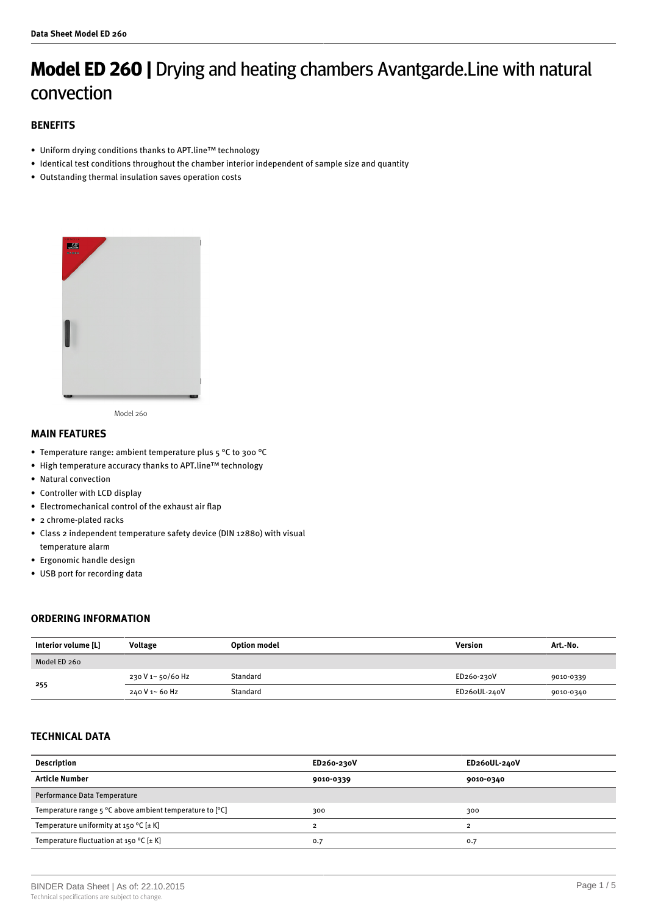# **Model ED 260 |** Drying and heating chambers Avantgarde.Line with natural convection

## BENEFITS

- Uniform drying conditions thanks to APT.line™ technology
- Identical test conditions throughout the chamber interior independent of sample size and quantity
- Outstanding thermal insulation saves operation costs

Model 260

## MAIN FEATURES

- Temperature range: ambient temperature plus 5 °C to 300 °C
- High temperature accuracy thanks to APT.line™ technology
- Natural convection
- Controller with LCD display
- Electromechanical control of the exhaust air flap
- 2 chrome-plated racks
- Class 2 independent temperature safety device (DIN 12880) with visual temperature alarm
- Ergonomic handle design
- USB port for recording data

## ORDERING INFORMATION

| Interior volume [L] | Voltage | Option model | Version | Art.-No. |
|---|---|---|---|---|
| Model ED 260 | | | | |
| 255 | 230 V 1~ 50/60 Hz | Standard | ED260-230V | 9010-0339 |
| | 240 V 1~ 60 Hz | Standard | ED260UL-240V | 9010-0340 |

## TECHNICAL DATA

| Description | ED260-230V | ED260UL-240V |
|---|---|---|
| **Article Number** | **9010-0339** | **9010-0340** |
| Performance Data Temperature | | |
| Temperature range 5 °C above ambient temperature to [°C] | 300 | 300 |
| Temperature uniformity at 150 °C [± K] | 2 | 2 |
| Temperature fluctuation at 150 °C [± K] | 0.7 | 0.7 |

BINDER Data Sheet | As of: 22.10.2015

Technical specifications are subject to change.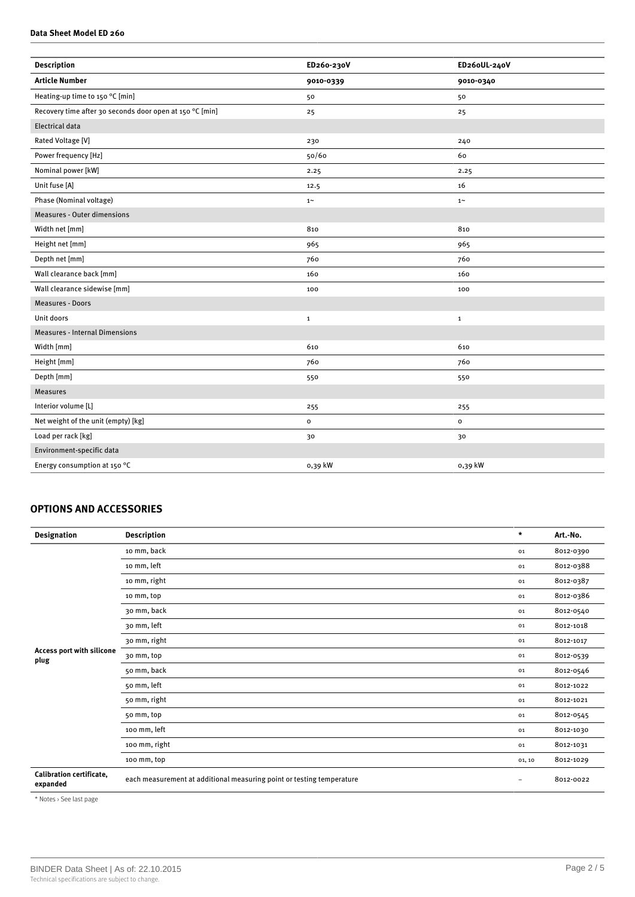**Data Sheet Model ED 260**

| Description | ED260-230V | ED260UL-240V |
|---|---|---|
| **Article Number** | **9010-0339** | **9010-0340** |
| Heating-up time to 150 °C [min] | 50 | 50 |
| Recovery time after 30 seconds door open at 150 °C [min] | 25 | 25 |
| Electrical data | | |
| Rated Voltage [V] | 230 | 240 |
| Power frequency [Hz] | 50/60 | 60 |
| Nominal power [kW] | 2.25 | 2.25 |
| Unit fuse [A] | 12.5 | 16 |
| Phase (Nominal voltage) | 1~ | 1~ |
| Measures - Outer dimensions | | |
| Width net [mm] | 810 | 810 |
| Height net [mm] | 965 | 965 |
| Depth net [mm] | 760 | 760 |
| Wall clearance back [mm] | 160 | 160 |
| Wall clearance sidewise [mm] | 100 | 100 |
| Measures - Doors | | |
| Unit doors | 1 | 1 |
| Measures - Internal Dimensions | | |
| Width [mm] | 610 | 610 |
| Height [mm] | 760 | 760 |
| Depth [mm] | 550 | 550 |
| Measures | | |
| Interior volume [L] | 255 | 255 |
| Net weight of the unit (empty) [kg] | 0 | 0 |
| Load per rack [kg] | 30 | 30 |
| Environment-specific data | | |
| Energy consumption at 150 °C | 0,39 kW | 0,39 kW |

## OPTIONS AND ACCESSORIES

| Designation | Description | * | Art.-No. |
|---|---|---|---|
| Access port with silicone plug | 10 mm, back | 01 | 8012-0390 |
| | 10 mm, left | 01 | 8012-0388 |
| | 10 mm, right | 01 | 8012-0387 |
| | 10 mm, top | 01 | 8012-0386 |
| | 30 mm, back | 01 | 8012-0540 |
| | 30 mm, left | 01 | 8012-1018 |
| | 30 mm, right | 01 | 8012-1017 |
| | 30 mm, top | 01 | 8012-0539 |
| | 50 mm, back | 01 | 8012-0546 |
| | 50 mm, left | 01 | 8012-1022 |
| | 50 mm, right | 01 | 8012-1021 |
| | 50 mm, top | 01 | 8012-0545 |
| | 100 mm, left | 01 | 8012-1030 |
| | 100 mm, right | 01 | 8012-1031 |
| | 100 mm, top | 01, 10 | 8012-1029 |
| **Calibration certificate, expanded** | each measurement at additional measuring point or testing temperature | – | 8012-0022 |

* Notes › See last page

BINDER Data Sheet | As of: 22.10.2015
Technical specifications are subject to change.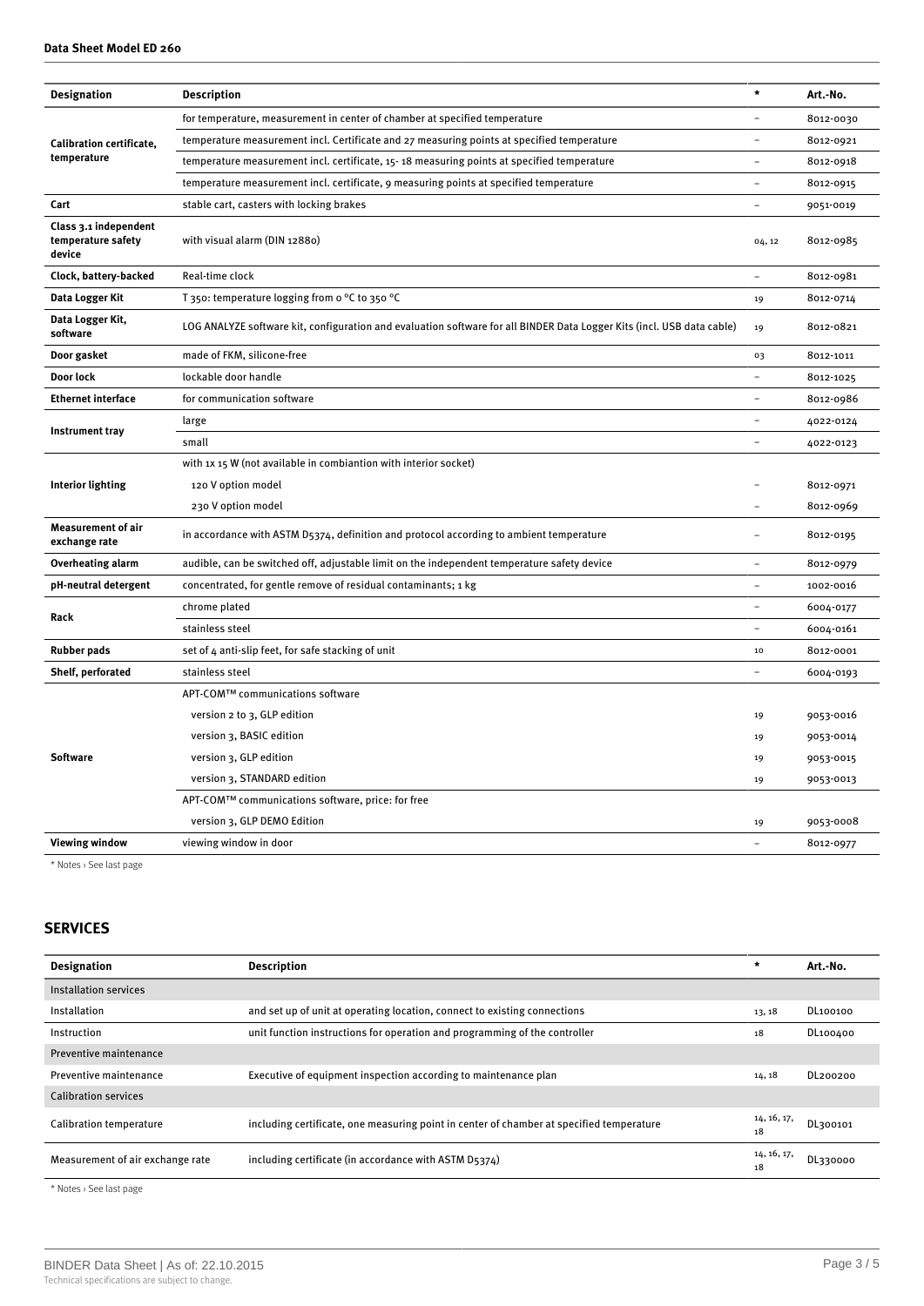**Data Sheet Model ED 260**

| Designation | Description | * | Art.-No. |
|---|---|---|---|
| Calibration certificate, temperature | for temperature, measurement in center of chamber at specified temperature | – | 8012-0030 |
| | temperature measurement incl. Certificate and 27 measuring points at specified temperature | – | 8012-0921 |
| | temperature measurement incl. certificate, 15- 18 measuring points at specified temperature | – | 8012-0918 |
| | temperature measurement incl. certificate, 9 measuring points at specified temperature | – | 8012-0915 |
| **Cart** | stable cart, casters with locking brakes | – | 9051-0019 |
| **Class 3.1 independent temperature safety device** | with visual alarm (DIN 12880) | 04, 12 | 8012-0985 |
| **Clock, battery-backed** | Real-time clock | – | 8012-0981 |
| **Data Logger Kit** | T 350: temperature logging from 0 °C to 350 °C | 19 | 8012-0714 |
| **Data Logger Kit, software** | LOG ANALYZE software kit, configuration and evaluation software for all BINDER Data Logger Kits (incl. USB data cable) | 19 | 8012-0821 |
| **Door gasket** | made of FKM, silicone-free | 03 | 8012-1011 |
| **Door lock** | lockable door handle | – | 8012-1025 |
| **Ethernet interface** | for communication software | – | 8012-0986 |
| **Instrument tray** | large | – | 4022-0124 |
| | small | – | 4022-0123 |
| **Interior lighting** | with 1x 15 W (not available in combiantion with interior socket) | | |
| | 120 V option model | – | 8012-0971 |
| | 230 V option model | – | 8012-0969 |
| **Measurement of air exchange rate** | in accordance with ASTM D5374, definition and protocol according to ambient temperature | – | 8012-0195 |
| **Overheating alarm** | audible, can be switched off, adjustable limit on the independent temperature safety device | – | 8012-0979 |
| **pH-neutral detergent** | concentrated, for gentle remove of residual contaminants; 1 kg | – | 1002-0016 |
| **Rack** | chrome plated | – | 6004-0177 |
| | stainless steel | – | 6004-0161 |
| **Rubber pads** | set of 4 anti-slip feet, for safe stacking of unit | 10 | 8012-0001 |
| **Shelf, perforated** | stainless steel | – | 6004-0193 |
| **Software** | APT-COM™ communications software | | |
| | version 2 to 3, GLP edition | 19 | 9053-0016 |
| | version 3, BASIC edition | 19 | 9053-0014 |
| | version 3, GLP edition | 19 | 9053-0015 |
| | version 3, STANDARD edition | 19 | 9053-0013 |
| | APT-COM™ communications software, price: for free | | |
| | version 3, GLP DEMO Edition | 19 | 9053-0008 |
| **Viewing window** | viewing window in door | – | 8012-0977 |

* Notes › See last page

## SERVICES

| Designation | Description | * | Art.-No. |
|---|---|---|---|
| Installation services | | | |
| Installation | and set up of unit at operating location, connect to existing connections | 13, 18 | DL100100 |
| Instruction | unit function instructions for operation and programming of the controller | 18 | DL100400 |
| Preventive maintenance | | | |
| Preventive maintenance | Executive of equipment inspection according to maintenance plan | 14, 18 | DL200200 |
| Calibration services | | | |
| Calibration temperature | including certificate, one measuring point in center of chamber at specified temperature | 14, 16, 17, 18 | DL300101 |
| Measurement of air exchange rate | including certificate (in accordance with ASTM D5374) | 14, 16, 17, 18 | DL330000 |

* Notes › See last page

BINDER Data Sheet | As of: 22.10.2015
Technical specifications are subject to change.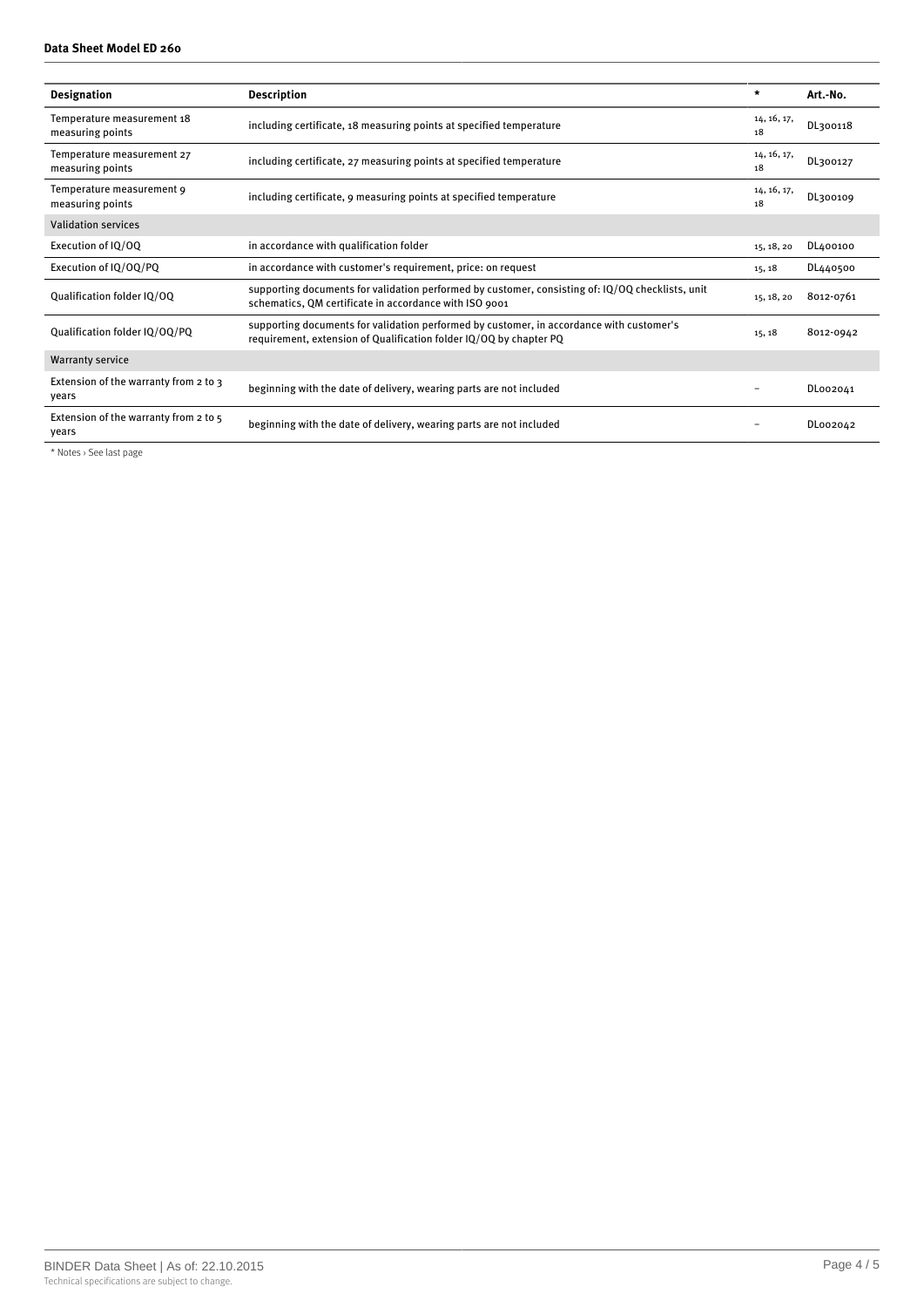| Designation | Description | * | Art.-No. |
|---|---|---|---|
| Temperature measurement 18 measuring points | including certificate, 18 measuring points at specified temperature | 14, 16, 17, 18 | DL300118 |
| Temperature measurement 27 measuring points | including certificate, 27 measuring points at specified temperature | 14, 16, 17, 18 | DL300127 |
| Temperature measurement 9 measuring points | including certificate, 9 measuring points at specified temperature | 14, 16, 17, 18 | DL300109 |
| Validation services | | | |
| Execution of IQ/OQ | in accordance with qualification folder | 15, 18, 20 | DL400100 |
| Execution of IQ/OQ/PQ | in accordance with customer's requirement, price: on request | 15, 18 | DL440500 |
| Qualification folder IQ/OQ | supporting documents for validation performed by customer, consisting of: IQ/OQ checklists, unit schematics, QM certificate in accordance with ISO 9001 | 15, 18, 20 | 8012-0761 |
| Qualification folder IQ/OQ/PQ | supporting documents for validation performed by customer, in accordance with customer's requirement, extension of Qualification folder IQ/OQ by chapter PQ | 15, 18 | 8012-0942 |
| Warranty service | | | |
| Extension of the warranty from 2 to 3 years | beginning with the date of delivery, wearing parts are not included | – | DL002041 |
| Extension of the warranty from 2 to 5 years | beginning with the date of delivery, wearing parts are not included | – | DL002042 |

* Notes › See last page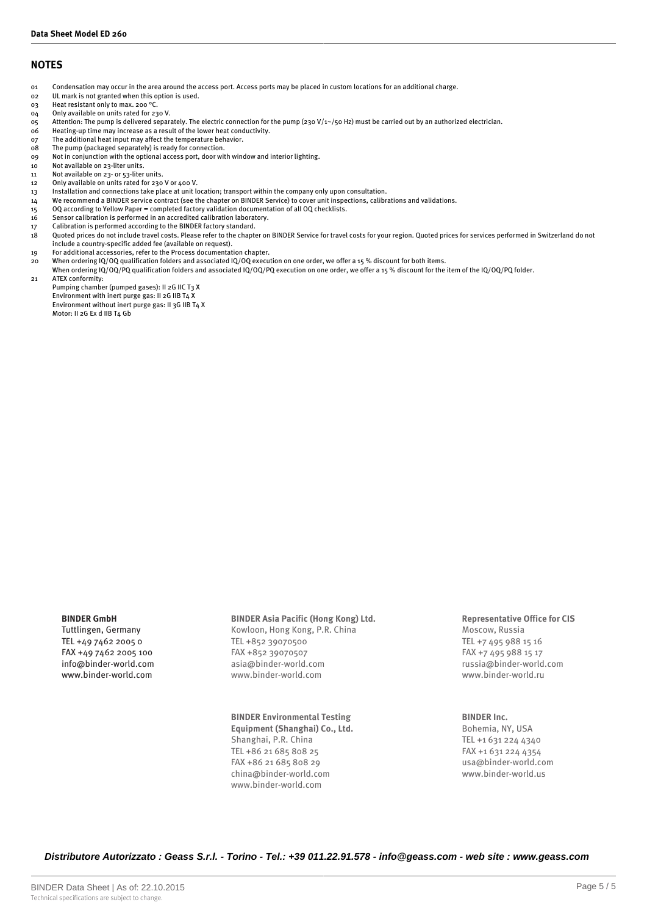## NOTES

01 Condensation may occur in the area around the access port. Access ports may be placed in custom locations for an additional charge.
02 UL mark is not granted when this option is used.
03 Heat resistant only to max. 200 °C.
04 Only available on units rated for 230 V.
05 Attention: The pump is delivered separately. The electric connection for the pump (230 V/1~/50 Hz) must be carried out by an authorized electrician.
06 Heating-up time may increase as a result of the lower heat conductivity.
07 The additional heat input may affect the temperature behavior.
08 The pump (packaged separately) is ready for connection.
09 Not in conjunction with the optional access port, door with window and interior lighting.
10 Not available on 23-liter units.
11 Not available on 23- or 53-liter units.
12 Only available on units rated for 230 V or 400 V.
13 Installation and connections take place at unit location; transport within the company only upon consultation.
14 We recommend a BINDER service contract (see the chapter on BINDER Service) to cover unit inspections, calibrations and validations.
15 OQ according to Yellow Paper = completed factory validation documentation of all OQ checklists.
16 Sensor calibration is performed in an accredited calibration laboratory.
17 Calibration is performed according to the BINDER factory standard.
18 Quoted prices do not include travel costs. Please refer to the chapter on BINDER Service for travel costs for your region. Quoted prices for services performed in Switzerland do not include a country-specific added fee (available on request).
19 For additional accessories, refer to the Process documentation chapter.
20 When ordering IQ/OQ qualification folders and associated IQ/OQ execution on one order, we offer a 15 % discount for both items.
When ordering IQ/OQ/PQ qualification folders and associated IQ/OQ/PQ execution on one order, we offer a 15 % discount for the item of the IQ/OQ/PQ folder.
21 ATEX conformity:
Pumping chamber (pumped gases): II 2G IIC T3 X
Environment with inert purge gas: II 2G IIB T4 X
Environment without inert purge gas: II 3G IIB T4 X
Motor: II 2G Ex d IIB T4 Gb

**BINDER GmbH**
Tuttlingen, Germany
TEL +49 7462 2005 0
FAX +49 7462 2005 100
info@binder-world.com
www.binder-world.com

**BINDER Asia Pacific (Hong Kong) Ltd.**
Kowloon, Hong Kong, P.R. China
TEL +852 39070500
FAX +852 39070507
asia@binder-world.com
www.binder-world.com

**BINDER Environmental Testing Equipment (Shanghai) Co., Ltd.**
Shanghai, P.R. China
TEL +86 21 685 808 25
FAX +86 21 685 808 29
china@binder-world.com
www.binder-world.com

**Representative Office for CIS**
Moscow, Russia
TEL +7 495 988 15 16
FAX +7 495 988 15 17
russia@binder-world.com
www.binder-world.ru

**BINDER Inc.**
Bohemia, NY, USA
TEL +1 631 224 4340
FAX +1 631 224 4354
usa@binder-world.com
www.binder-world.us

***Distributore Autorizzato : Geass S.r.l. - Torino - Tel.: +39 011.22.91.578 - info@geass.com - web site : www.geass.com***

BINDER Data Sheet | As of: 22.10.2015
Technical specifications are subject to change.